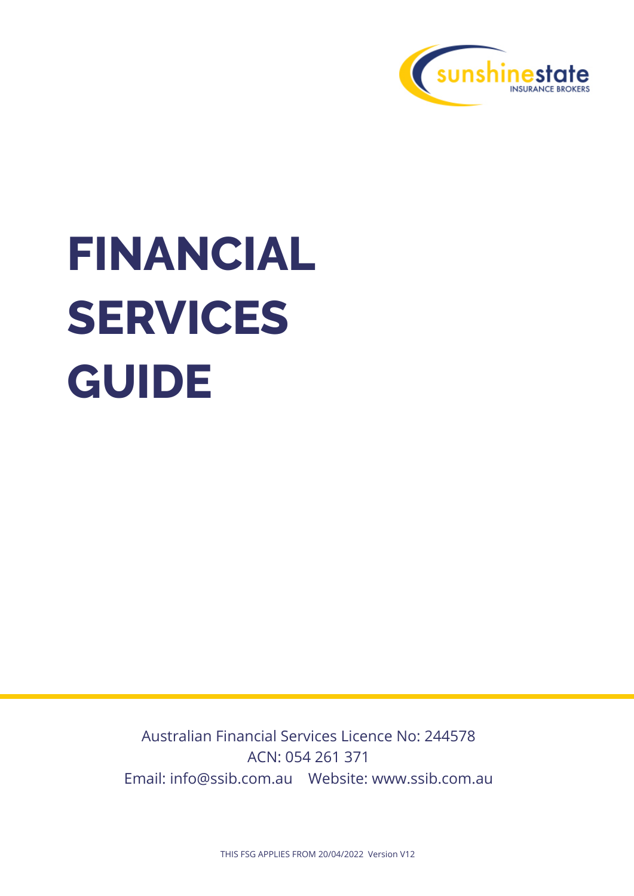sunshinestate INSURANCE BROKERS

# FINANCIAL SERVICES GUIDE

Australian Financial Services Licence No: 244578
ACN: 054 261 371
Email: info@ssib.com.au Website: www.ssib.com.au

THIS FSG APPLIES FROM 20/04/2022 Version V12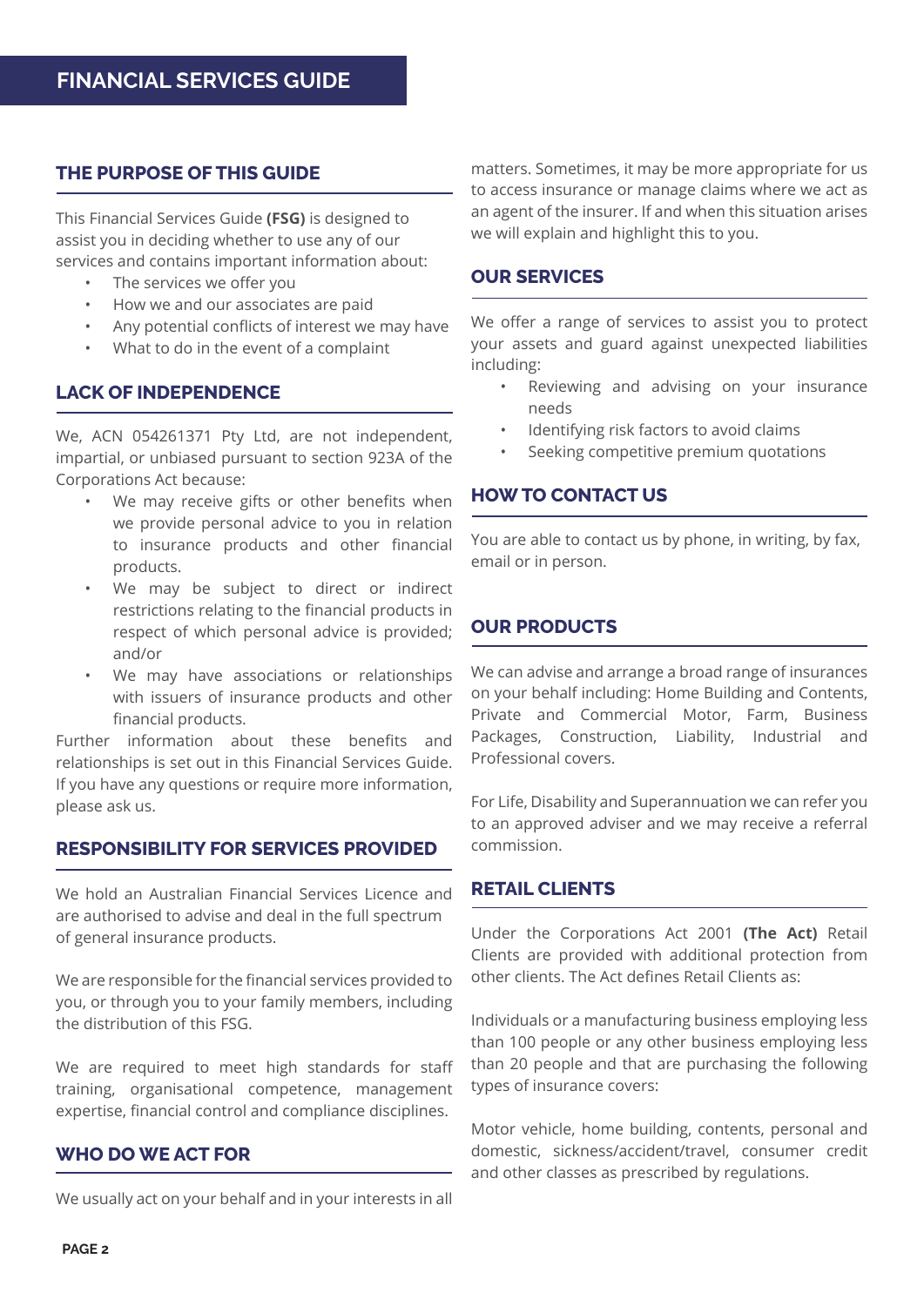# FINANCIAL SERVICES GUIDE

## THE PURPOSE OF THIS GUIDE

This Financial Services Guide **(FSG)** is designed to assist you in deciding whether to use any of our services and contains important information about:

- The services we offer you
- How we and our associates are paid
- Any potential conflicts of interest we may have
- What to do in the event of a complaint

## LACK OF INDEPENDENCE

We, ACN 054261371 Pty Ltd, are not independent, impartial, or unbiased pursuant to section 923A of the Corporations Act because:

- We may receive gifts or other benefits when we provide personal advice to you in relation to insurance products and other financial products.
- We may be subject to direct or indirect restrictions relating to the financial products in respect of which personal advice is provided; and/or
- We may have associations or relationships with issuers of insurance products and other financial products.

Further information about these benefits and relationships is set out in this Financial Services Guide. If you have any questions or require more information, please ask us.

## RESPONSIBILITY FOR SERVICES PROVIDED

We hold an Australian Financial Services Licence and are authorised to advise and deal in the full spectrum of general insurance products.

We are responsible for the financial services provided to you, or through you to your family members, including the distribution of this FSG.

We are required to meet high standards for staff training, organisational competence, management expertise, financial control and compliance disciplines.

## WHO DO WE ACT FOR

We usually act on your behalf and in your interests in all matters. Sometimes, it may be more appropriate for us to access insurance or manage claims where we act as an agent of the insurer. If and when this situation arises we will explain and highlight this to you.

## OUR SERVICES

We offer a range of services to assist you to protect your assets and guard against unexpected liabilities including:

- Reviewing and advising on your insurance needs
- Identifying risk factors to avoid claims
- Seeking competitive premium quotations

## HOW TO CONTACT US

You are able to contact us by phone, in writing, by fax, email or in person.

## OUR PRODUCTS

We can advise and arrange a broad range of insurances on your behalf including: Home Building and Contents, Private and Commercial Motor, Farm, Business Packages, Construction, Liability, Industrial and Professional covers.

For Life, Disability and Superannuation we can refer you to an approved adviser and we may receive a referral commission.

## RETAIL CLIENTS

Under the Corporations Act 2001 **(The Act)** Retail Clients are provided with additional protection from other clients. The Act defines Retail Clients as:

Individuals or a manufacturing business employing less than 100 people or any other business employing less than 20 people and that are purchasing the following types of insurance covers:

Motor vehicle, home building, contents, personal and domestic, sickness/accident/travel, consumer credit and other classes as prescribed by regulations.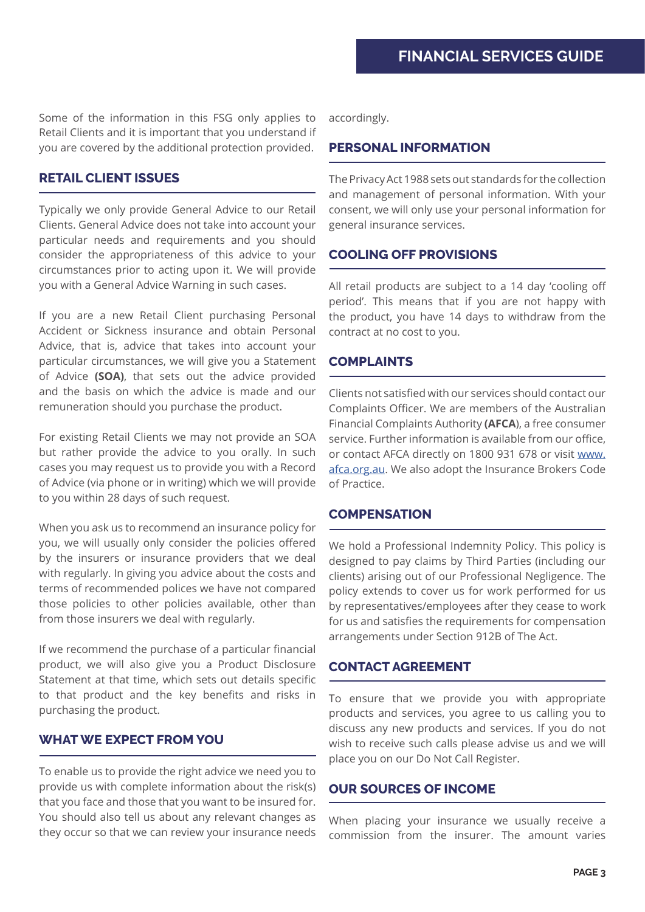Some of the information in this FSG only applies to Retail Clients and it is important that you understand if you are covered by the additional protection provided.

## RETAIL CLIENT ISSUES

Typically we only provide General Advice to our Retail Clients. General Advice does not take into account your particular needs and requirements and you should consider the appropriateness of this advice to your circumstances prior to acting upon it. We will provide you with a General Advice Warning in such cases.

If you are a new Retail Client purchasing Personal Accident or Sickness insurance and obtain Personal Advice, that is, advice that takes into account your particular circumstances, we will give you a Statement of Advice **(SOA)**, that sets out the advice provided and the basis on which the advice is made and our remuneration should you purchase the product.

For existing Retail Clients we may not provide an SOA but rather provide the advice to you orally. In such cases you may request us to provide you with a Record of Advice (via phone or in writing) which we will provide to you within 28 days of such request.

When you ask us to recommend an insurance policy for you, we will usually only consider the policies offered by the insurers or insurance providers that we deal with regularly. In giving you advice about the costs and terms of recommended polices we have not compared those policies to other policies available, other than from those insurers we deal with regularly.

If we recommend the purchase of a particular financial product, we will also give you a Product Disclosure Statement at that time, which sets out details specific to that product and the key benefits and risks in purchasing the product.

## WHAT WE EXPECT FROM YOU

To enable us to provide the right advice we need you to provide us with complete information about the risk(s) that you face and those that you want to be insured for. You should also tell us about any relevant changes as they occur so that we can review your insurance needs accordingly.

## PERSONAL INFORMATION

The Privacy Act 1988 sets out standards for the collection and management of personal information. With your consent, we will only use your personal information for general insurance services.

## COOLING OFF PROVISIONS

All retail products are subject to a 14 day 'cooling off period'. This means that if you are not happy with the product, you have 14 days to withdraw from the contract at no cost to you.

## COMPLAINTS

Clients not satisfied with our services should contact our Complaints Officer. We are members of the Australian Financial Complaints Authority **(AFCA)**, a free consumer service. Further information is available from our office, or contact AFCA directly on 1800 931 678 or visit [www.afca.org.au](http://www.afca.org.au). We also adopt the Insurance Brokers Code of Practice.

## COMPENSATION

We hold a Professional Indemnity Policy. This policy is designed to pay claims by Third Parties (including our clients) arising out of our Professional Negligence. The policy extends to cover us for work performed for us by representatives/employees after they cease to work for us and satisfies the requirements for compensation arrangements under Section 912B of The Act.

## CONTACT AGREEMENT

To ensure that we provide you with appropriate products and services, you agree to us calling you to discuss any new products and services. If you do not wish to receive such calls please advise us and we will place you on our Do Not Call Register.

## OUR SOURCES OF INCOME

When placing your insurance we usually receive a commission from the insurer. The amount varies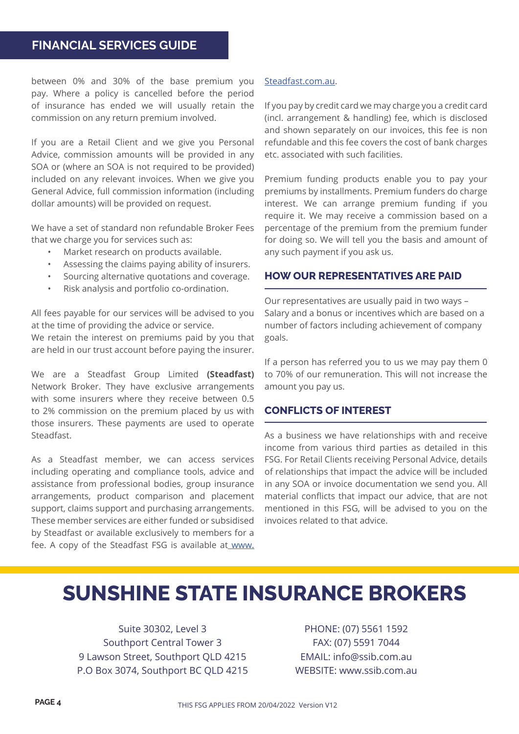between 0% and 30% of the base premium you pay. Where a policy is cancelled before the period of insurance has ended we will usually retain the commission on any return premium involved.

If you are a Retail Client and we give you Personal Advice, commission amounts will be provided in any SOA or (where an SOA is not required to be provided) included on any relevant invoices. When we give you General Advice, full commission information (including dollar amounts) will be provided on request.

We have a set of standard non refundable Broker Fees that we charge you for services such as:

- Market research on products available.
- Assessing the claims paying ability of insurers.
- Sourcing alternative quotations and coverage.
- Risk analysis and portfolio co-ordination.

All fees payable for our services will be advised to you at the time of providing the advice or service.
We retain the interest on premiums paid by you that are held in our trust account before paying the insurer.

We are a Steadfast Group Limited **(Steadfast)** Network Broker. They have exclusive arrangements with some insurers where they receive between 0.5 to 2% commission on the premium placed by us with those insurers. These payments are used to operate Steadfast.

As a Steadfast member, we can access services including operating and compliance tools, advice and assistance from professional bodies, group insurance arrangements, product comparison and placement support, claims support and purchasing arrangements. These member services are either funded or subsidised by Steadfast or available exclusively to members for a fee. A copy of the Steadfast FSG is available at www.Steadfast.com.au.

If you pay by credit card we may charge you a credit card (incl. arrangement & handling) fee, which is disclosed and shown separately on our invoices, this fee is non refundable and this fee covers the cost of bank charges etc. associated with such facilities.

Premium funding products enable you to pay your premiums by installments. Premium funders do charge interest. We can arrange premium funding if you require it. We may receive a commission based on a percentage of the premium from the premium funder for doing so. We will tell you the basis and amount of any such payment if you ask us.

## HOW OUR REPRESENTATIVES ARE PAID

Our representatives are usually paid in two ways – Salary and a bonus or incentives which are based on a number of factors including achievement of company goals.

If a person has referred you to us we may pay them 0 to 70% of our remuneration. This will not increase the amount you pay us.

## CONFLICTS OF INTEREST

As a business we have relationships with and receive income from various third parties as detailed in this FSG. For Retail Clients receiving Personal Advice, details of relationships that impact the advice will be included in any SOA or invoice documentation we send you. All material conflicts that impact our advice, that are not mentioned in this FSG, will be advised to you on the invoices related to that advice.

# SUNSHINE STATE INSURANCE BROKERS

Suite 30302, Level 3
Southport Central Tower 3
9 Lawson Street, Southport QLD 4215
P.O Box 3074, Southport BC QLD 4215

PHONE: (07) 5561 1592
FAX: (07) 5591 7044
EMAIL: info@ssib.com.au
WEBSITE: www.ssib.com.au

THIS FSG APPLIES FROM 20/04/2022 Version V12